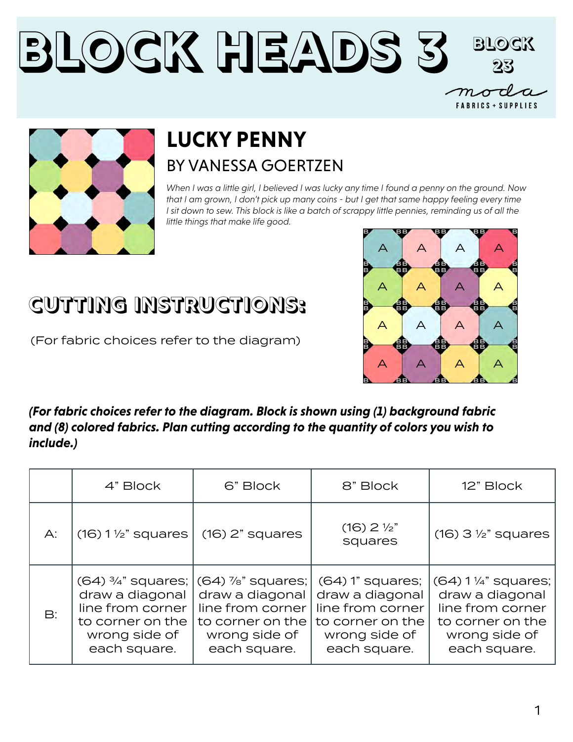# BLOCK HEADS 3

BLOCK 23

moda FABRICS + SUPPLIES

## LUCKY PENNY

### BY VANESSA GOERTZEN

*When I was a little girl, I believed I was lucky any time I found a penny on the ground. Now that I am grown, I don't pick up many coins - but I get that same happy feeling every time I sit down to sew. This block is like a batch of scrappy little pennies, reminding us of all the little things that make life good.*

## CUTTING INSTRUCTIONS:

(For fabric choices refer to the diagram)

***(For fabric choices refer to the diagram. Block is shown using (1) background fabric and (8) colored fabrics. Plan cutting according to the quantity of colors you wish to include.)***

| | 4" Block | 6" Block | 8" Block | 12" Block |
|---|---|---|---|---|
| A: | (16) 1 ½" squares | (16) 2" squares | (16) 2 ½" squares | (16) 3 ½" squares |
| B: | (64) ¾" squares; draw a diagonal line from corner to corner on the wrong side of each square. | (64) ⅞" squares; draw a diagonal line from corner to corner on the wrong side of each square. | (64) 1" squares; draw a diagonal line from corner to corner on the wrong side of each square. | (64) 1 ¼" squares; draw a diagonal line from corner to corner on the wrong side of each square. |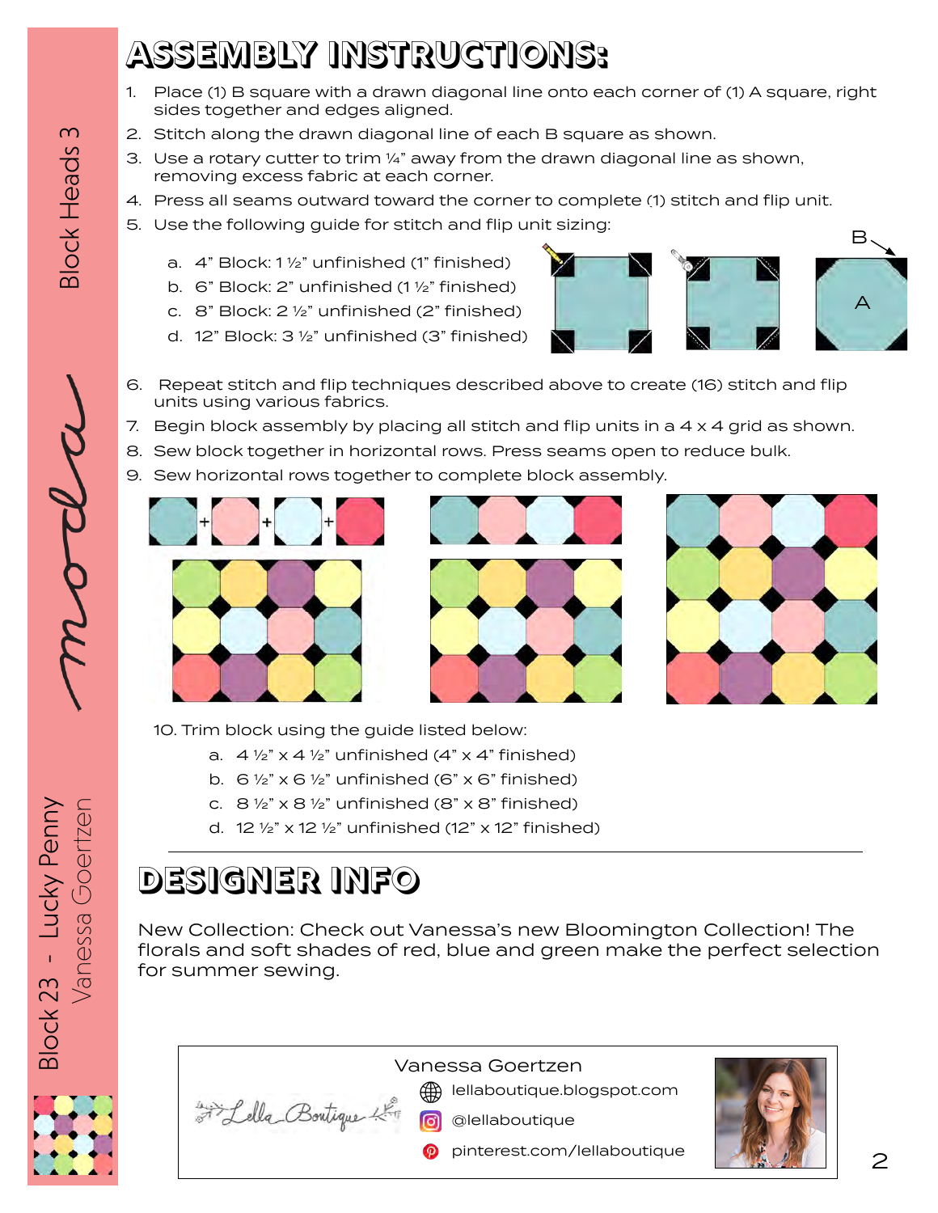# ASSEMBLY INSTRUCTIONS:

1. Place (1) B square with a drawn diagonal line onto each corner of (1) A square, right sides together and edges aligned.
2. Stitch along the drawn diagonal line of each B square as shown.
3. Use a rotary cutter to trim ¼" away from the drawn diagonal line as shown, removing excess fabric at each corner.
4. Press all seams outward toward the corner to complete (1) stitch and flip unit.
5. Use the following guide for stitch and flip unit sizing:
   a. 4" Block: 1 ½" unfinished (1" finished)
   b. 6" Block: 2" unfinished (1 ½" finished)
   c. 8" Block: 2 ½" unfinished (2" finished)
   d. 12" Block: 3 ½" unfinished (3" finished)

B

A

6. Repeat stitch and flip techniques described above to create (16) stitch and flip units using various fabrics.
7. Begin block assembly by placing all stitch and flip units in a 4 x 4 grid as shown.
8. Sew block together in horizontal rows. Press seams open to reduce bulk.
9. Sew horizontal rows together to complete block assembly.

\+ \+ \+

10. Trim block using the guide listed below:
    a. 4 ½" x 4 ½" unfinished (4" x 4" finished)
    b. 6 ½" x 6 ½" unfinished (6" x 6" finished)
    c. 8 ½" x 8 ½" unfinished (8" x 8" finished)
    d. 12 ½" x 12 ½" unfinished (12" x 12" finished)

---

# DESIGNER INFO

New Collection: Check out Vanessa's new Bloomington Collection! The florals and soft shades of red, blue and green make the perfect selection for summer sewing.

Lella Boutique

Vanessa Goertzen

lellaboutique.blogspot.com

@lellaboutique

pinterest.com/lellaboutique